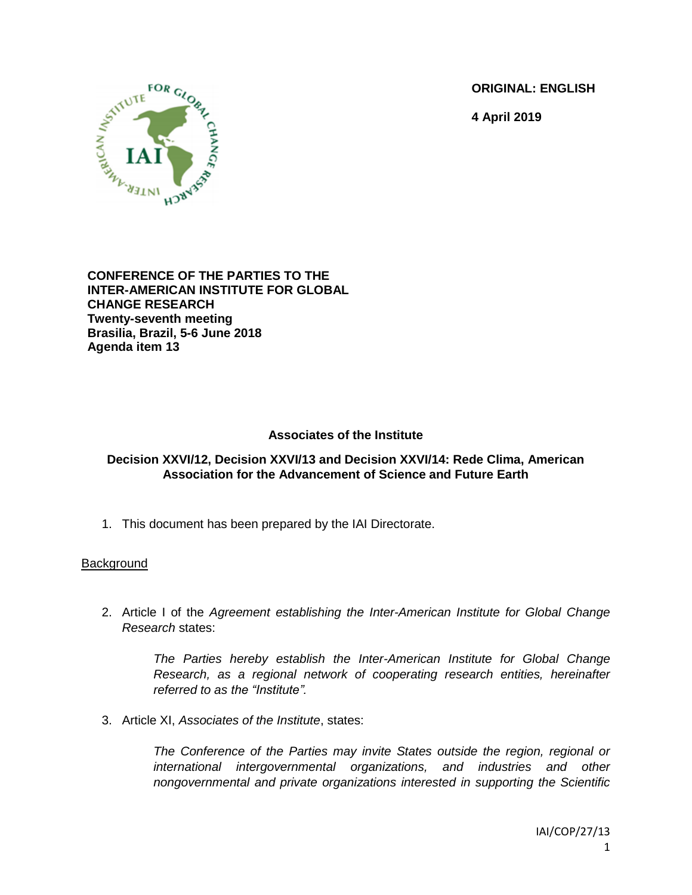ORIGINAL: ENGLISH

4 April 2019

**CONFERENCE OF THE PARTIES TO THE INTER-AMERICAN INSTITUTE FOR GLOBAL CHANGE RESEARCH**
**Twenty-seventh meeting**
**Brasilia, Brazil, 5-6 June 2018**
**Agenda item 13**

## Associates of the Institute

### Decision XXVI/12, Decision XXVI/13 and Decision XXVI/14: Rede Clima, American Association for the Advancement of Science and Future Earth

1. This document has been prepared by the IAI Directorate.

Background

2. Article I of the *Agreement establishing the Inter-American Institute for Global Change Research* states:

   > *The Parties hereby establish the Inter-American Institute for Global Change Research, as a regional network of cooperating research entities, hereinafter referred to as the "Institute".*

3. Article XI, *Associates of the Institute*, states:

   > *The Conference of the Parties may invite States outside the region, regional or international intergovernmental organizations, and industries and other nongovernmental and private organizations interested in supporting the Scientific*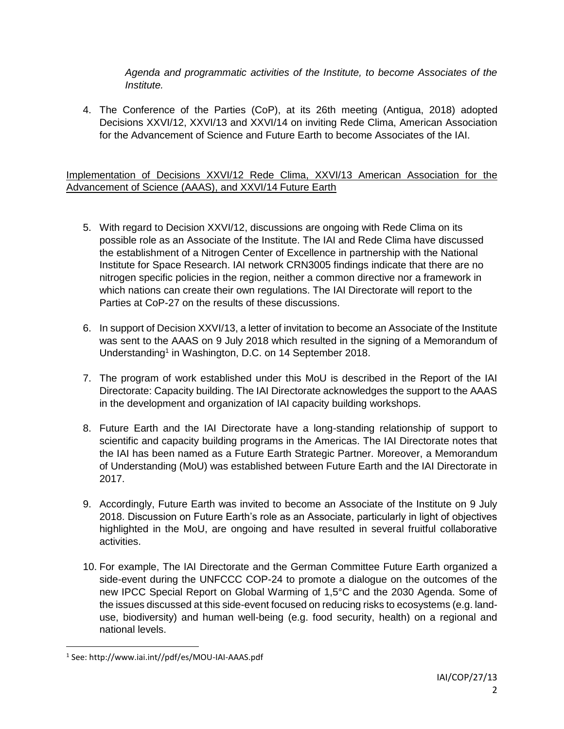*Agenda and programmatic activities of the Institute, to become Associates of the Institute.*

4. The Conference of the Parties (CoP), at its 26th meeting (Antigua, 2018) adopted Decisions XXVI/12, XXVI/13 and XXVI/14 on inviting Rede Clima, American Association for the Advancement of Science and Future Earth to become Associates of the IAI.

Implementation of Decisions XXVI/12 Rede Clima, XXVI/13 American Association for the Advancement of Science (AAAS), and XXVI/14 Future Earth

5. With regard to Decision XXVI/12, discussions are ongoing with Rede Clima on its possible role as an Associate of the Institute. The IAI and Rede Clima have discussed the establishment of a Nitrogen Center of Excellence in partnership with the National Institute for Space Research. IAI network CRN3005 findings indicate that there are no nitrogen specific policies in the region, neither a common directive nor a framework in which nations can create their own regulations. The IAI Directorate will report to the Parties at CoP-27 on the results of these discussions.

6. In support of Decision XXVI/13, a letter of invitation to become an Associate of the Institute was sent to the AAAS on 9 July 2018 which resulted in the signing of a Memorandum of Understanding[1] in Washington, D.C. on 14 September 2018.

7. The program of work established under this MoU is described in the Report of the IAI Directorate: Capacity building. The IAI Directorate acknowledges the support to the AAAS in the development and organization of IAI capacity building workshops.

8. Future Earth and the IAI Directorate have a long-standing relationship of support to scientific and capacity building programs in the Americas. The IAI Directorate notes that the IAI has been named as a Future Earth Strategic Partner. Moreover, a Memorandum of Understanding (MoU) was established between Future Earth and the IAI Directorate in 2017.

9. Accordingly, Future Earth was invited to become an Associate of the Institute on 9 July 2018. Discussion on Future Earth's role as an Associate, particularly in light of objectives highlighted in the MoU, are ongoing and have resulted in several fruitful collaborative activities.

10. For example, The IAI Directorate and the German Committee Future Earth organized a side-event during the UNFCCC COP-24 to promote a dialogue on the outcomes of the new IPCC Special Report on Global Warming of 1,5°C and the 2030 Agenda. Some of the issues discussed at this side-event focused on reducing risks to ecosystems (e.g. land-use, biodiversity) and human well-being (e.g. food security, health) on a regional and national levels.

[1] See: http://www.iai.int//pdf/es/MOU-IAI-AAAS.pdf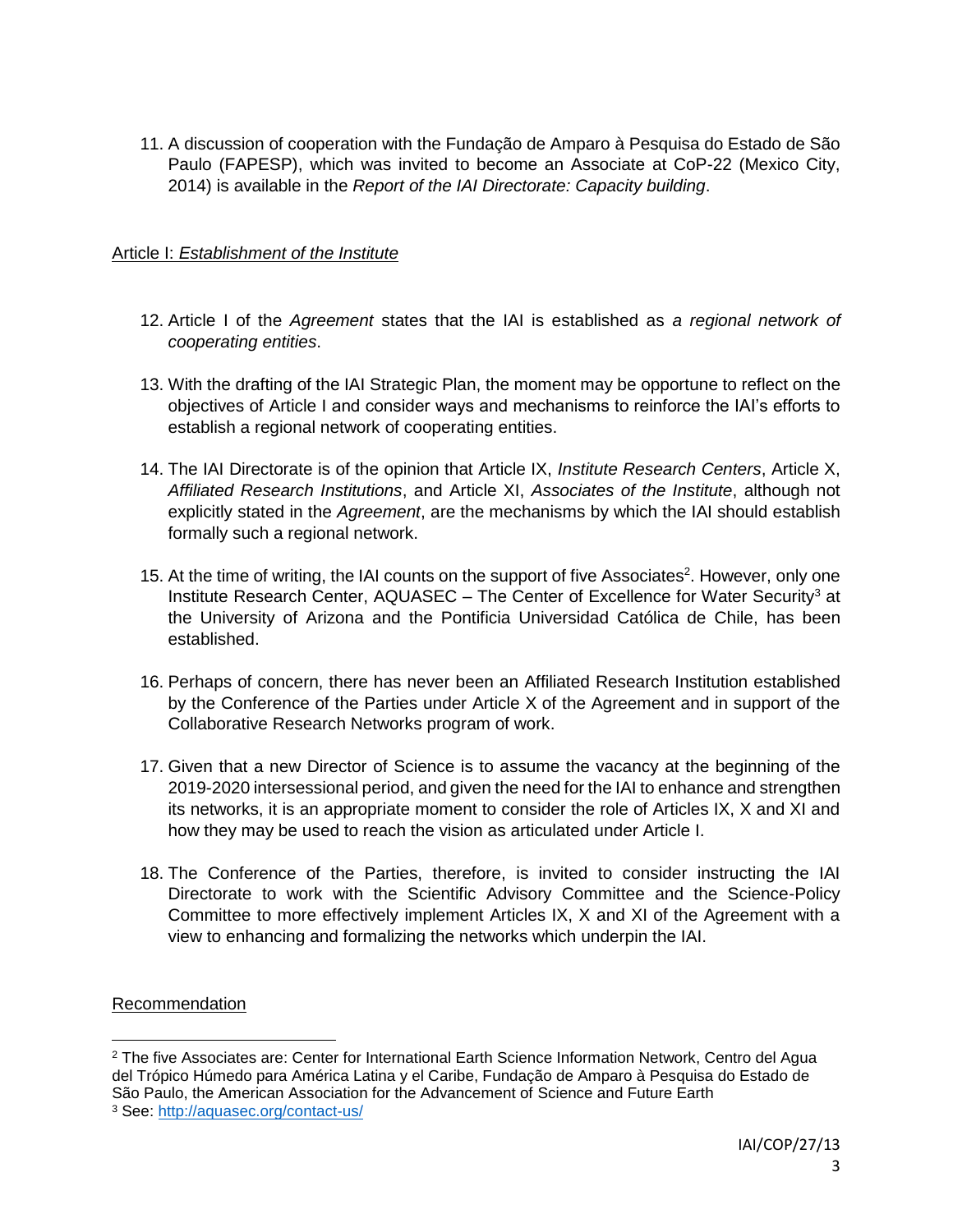11. A discussion of cooperation with the Fundação de Amparo à Pesquisa do Estado de São Paulo (FAPESP), which was invited to become an Associate at CoP-22 (Mexico City, 2014) is available in the *Report of the IAI Directorate: Capacity building*.

Article I: *Establishment of the Institute*

12. Article I of the *Agreement* states that the IAI is established as *a regional network of cooperating entities*.

13. With the drafting of the IAI Strategic Plan, the moment may be opportune to reflect on the objectives of Article I and consider ways and mechanisms to reinforce the IAI's efforts to establish a regional network of cooperating entities.

14. The IAI Directorate is of the opinion that Article IX, *Institute Research Centers*, Article X, *Affiliated Research Institutions*, and Article XI, *Associates of the Institute*, although not explicitly stated in the *Agreement*, are the mechanisms by which the IAI should establish formally such a regional network.

15. At the time of writing, the IAI counts on the support of five Associates[2]. However, only one Institute Research Center, AQUASEC – The Center of Excellence for Water Security[3] at the University of Arizona and the Pontificia Universidad Católica de Chile, has been established.

16. Perhaps of concern, there has never been an Affiliated Research Institution established by the Conference of the Parties under Article X of the Agreement and in support of the Collaborative Research Networks program of work.

17. Given that a new Director of Science is to assume the vacancy at the beginning of the 2019-2020 intersessional period, and given the need for the IAI to enhance and strengthen its networks, it is an appropriate moment to consider the role of Articles IX, X and XI and how they may be used to reach the vision as articulated under Article I.

18. The Conference of the Parties, therefore, is invited to consider instructing the IAI Directorate to work with the Scientific Advisory Committee and the Science-Policy Committee to more effectively implement Articles IX, X and XI of the Agreement with a view to enhancing and formalizing the networks which underpin the IAI.

Recommendation

---

[2] The five Associates are: Center for International Earth Science Information Network, Centro del Agua del Trópico Húmedo para América Latina y el Caribe, Fundação de Amparo à Pesquisa do Estado de São Paulo, the American Association for the Advancement of Science and Future Earth

[3] See: http://aquasec.org/contact-us/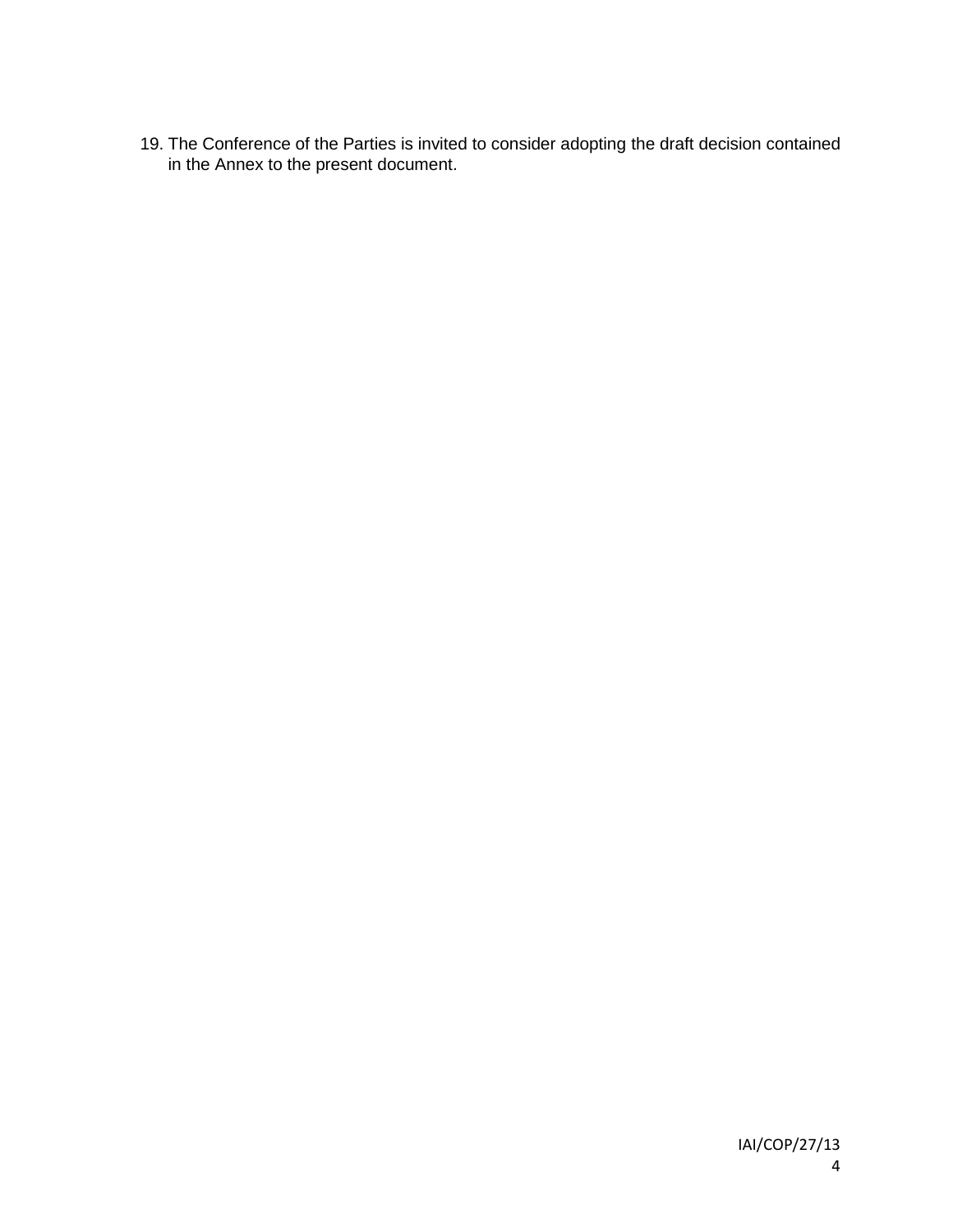19. The Conference of the Parties is invited to consider adopting the draft decision contained in the Annex to the present document.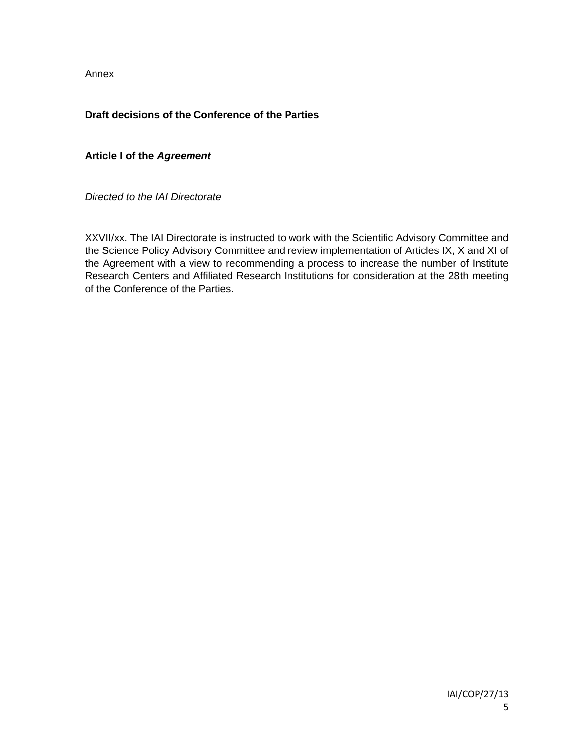Annex

## Draft decisions of the Conference of the Parties

### Article I of the *Agreement*

*Directed to the IAI Directorate*

XXVII/xx. The IAI Directorate is instructed to work with the Scientific Advisory Committee and the Science Policy Advisory Committee and review implementation of Articles IX, X and XI of the Agreement with a view to recommending a process to increase the number of Institute Research Centers and Affiliated Research Institutions for consideration at the 28th meeting of the Conference of the Parties.